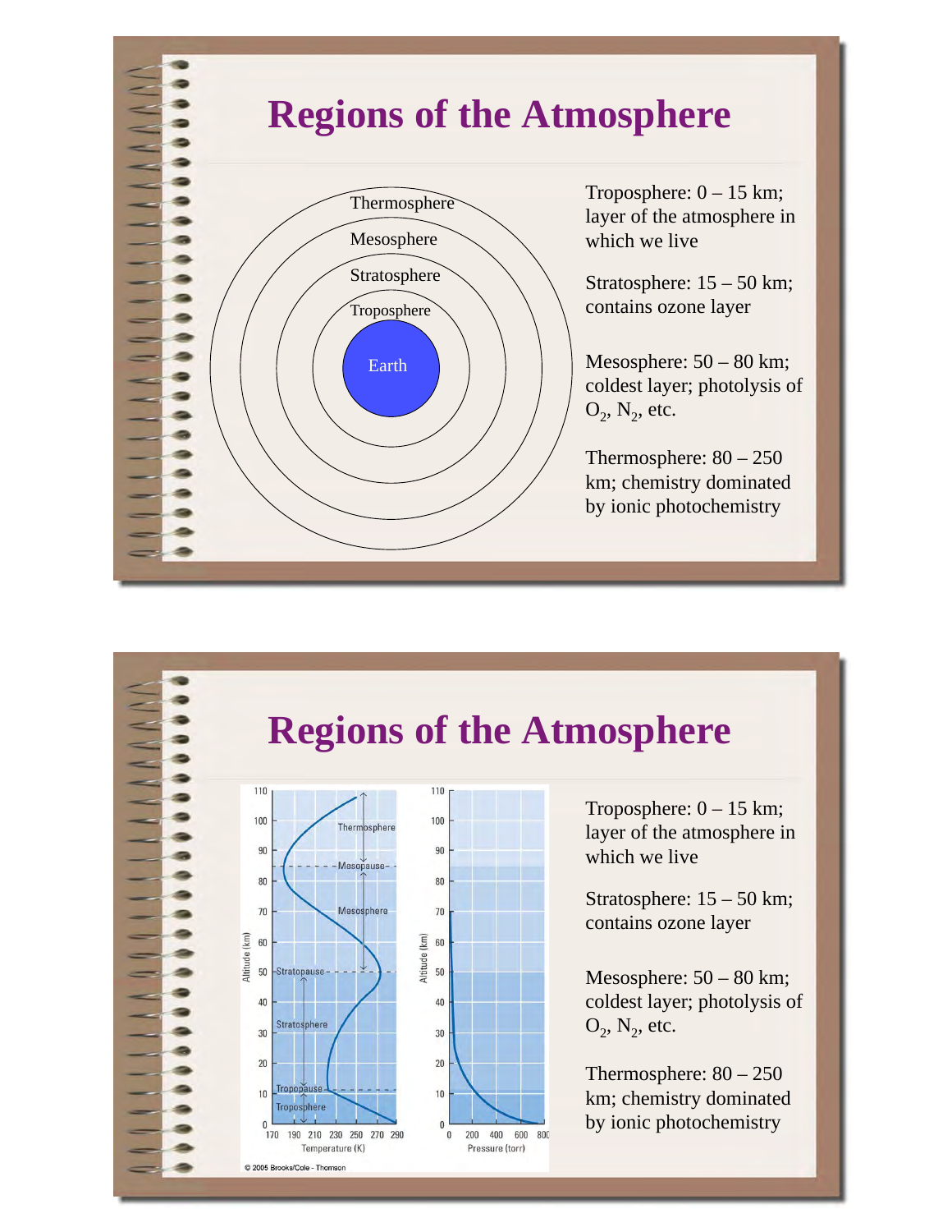# Regions of the Atmosphere

Thermosphere

Mesosphere

Stratosphere

Troposphere

Earth

Troposphere: 0 – 15 km; layer of the atmosphere in which we live

Stratosphere: 15 – 50 km; contains ozone layer

Mesosphere: 50 – 80 km; coldest layer; photolysis of $O_2$, $N_2$, etc.

Thermosphere: 80 – 250 km; chemistry dominated by ionic photochemistry

# Regions of the Atmosphere

© 2005 Brooks/Cole - Thomson

Troposphere: 0 – 15 km; layer of the atmosphere in which we live

Stratosphere: 15 – 50 km; contains ozone layer

Mesosphere: 50 – 80 km; coldest layer; photolysis of $O_2$, $N_2$, etc.

Thermosphere: 80 – 250 km; chemistry dominated by ionic photochemistry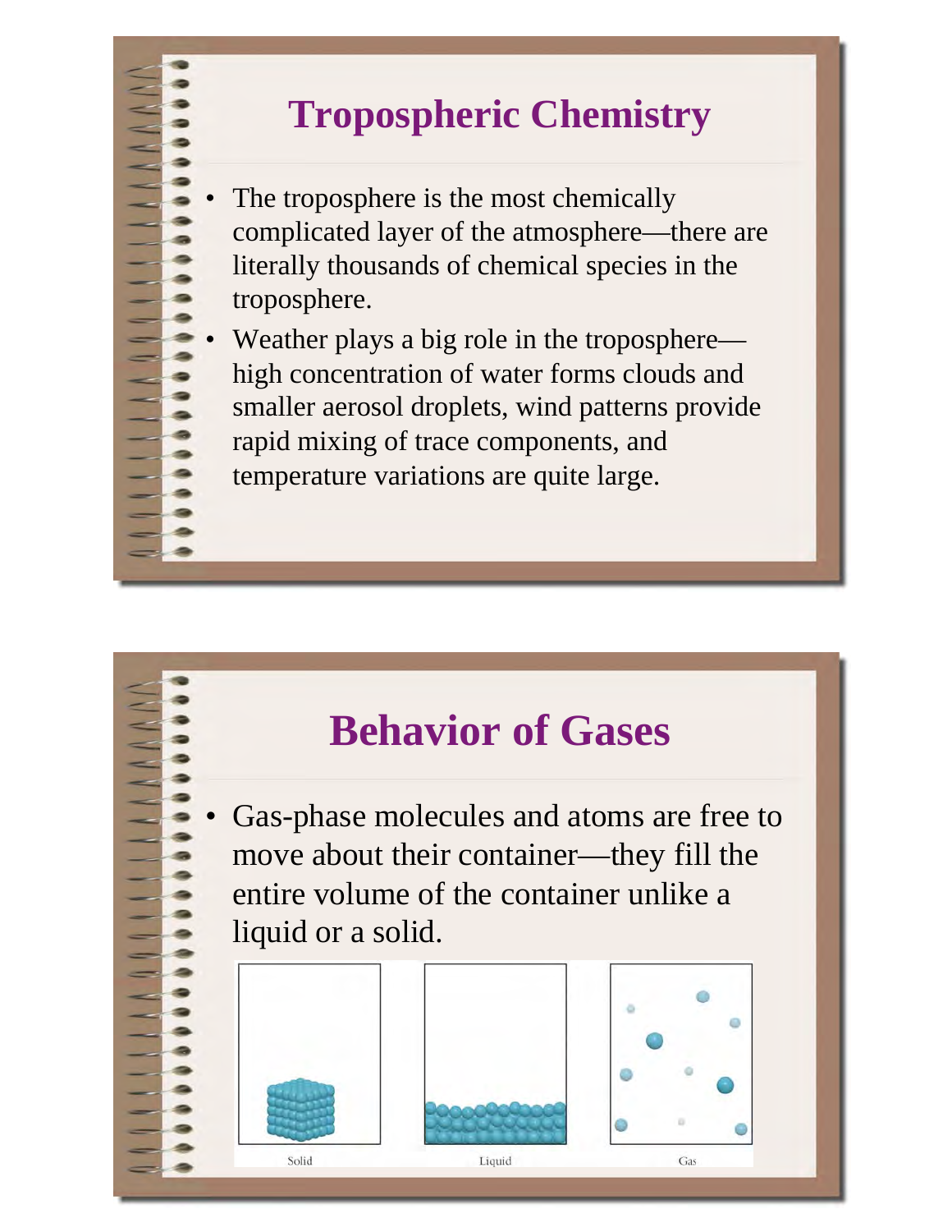# Tropospheric Chemistry

- The troposphere is the most chemically complicated layer of the atmosphere—there are literally thousands of chemical species in the troposphere.
- Weather plays a big role in the troposphere—high concentration of water forms clouds and smaller aerosol droplets, wind patterns provide rapid mixing of trace components, and temperature variations are quite large.

# Behavior of Gases

- Gas-phase molecules and atoms are free to move about their container—they fill the entire volume of the container unlike a liquid or a solid.

Solid Liquid Gas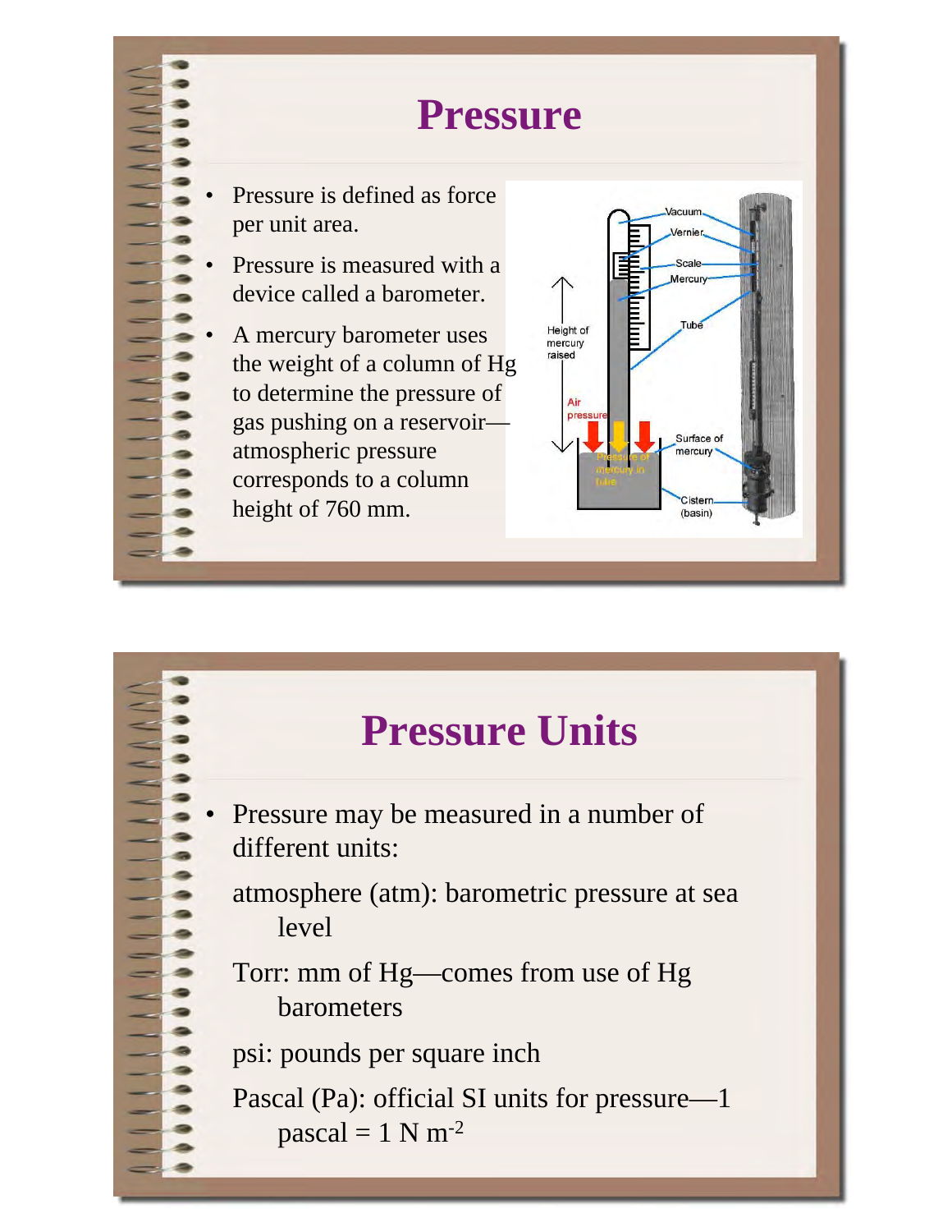# Pressure

- Pressure is defined as force per unit area.
- Pressure is measured with a device called a barometer.
- A mercury barometer uses the weight of a column of Hg to determine the pressure of gas pushing on a reservoir—atmospheric pressure corresponds to a column height of 760 mm.

# Pressure Units

- Pressure may be measured in a number of different units:

  atmosphere (atm): barometric pressure at sea level

  Torr: mm of Hg—comes from use of Hg barometers

  psi: pounds per square inch

  Pascal (Pa): official SI units for pressure—1 pascal = 1 N $m^{-2}$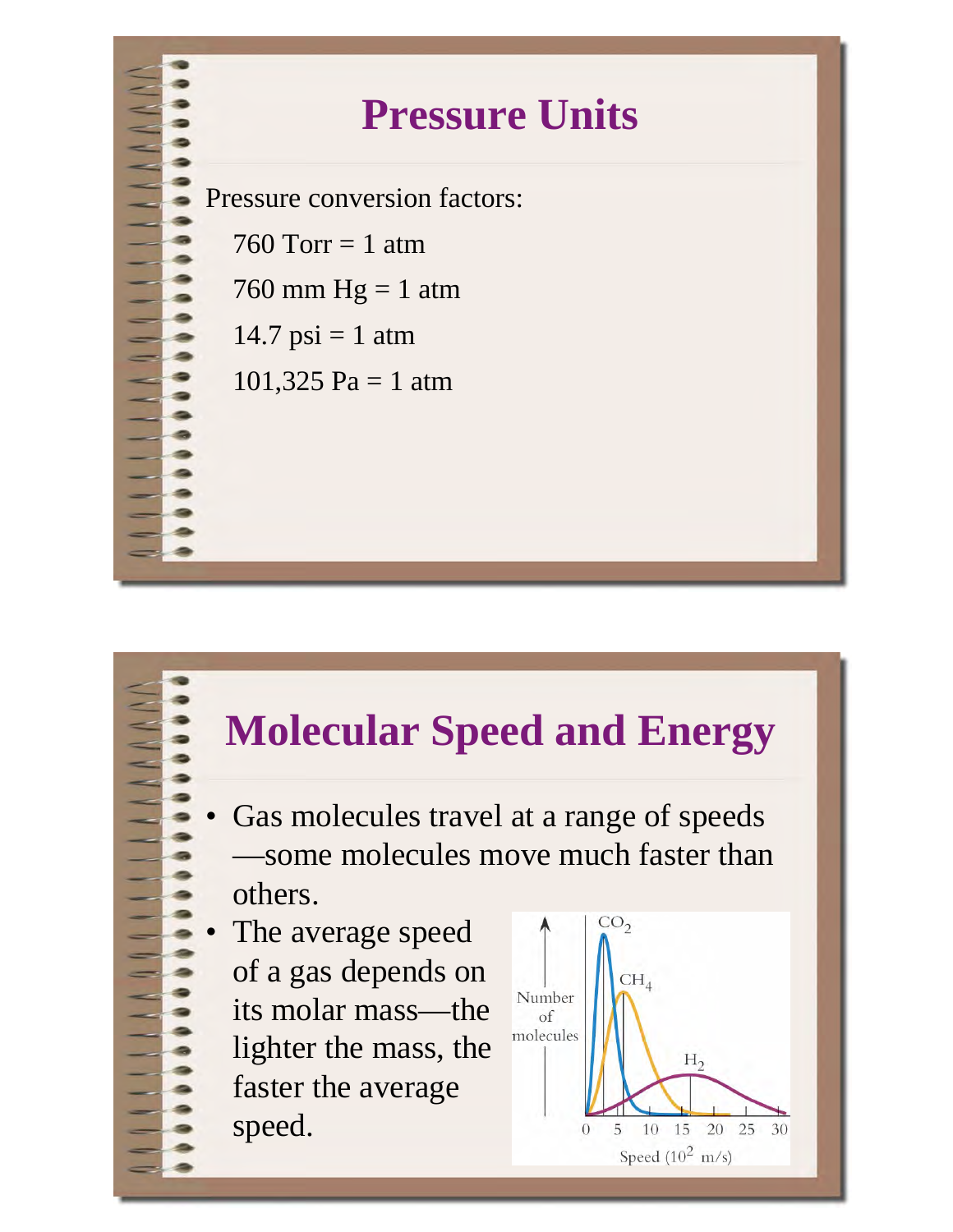## Pressure Units

Pressure conversion factors:

760 Torr = 1 atm

760 mm Hg = 1 atm

14.7 psi = 1 atm

101,325 Pa = 1 atm

## Molecular Speed and Energy

- Gas molecules travel at a range of speeds—some molecules move much faster than others.
- The average speed of a gas depends on its molar mass—the lighter the mass, the faster the average speed.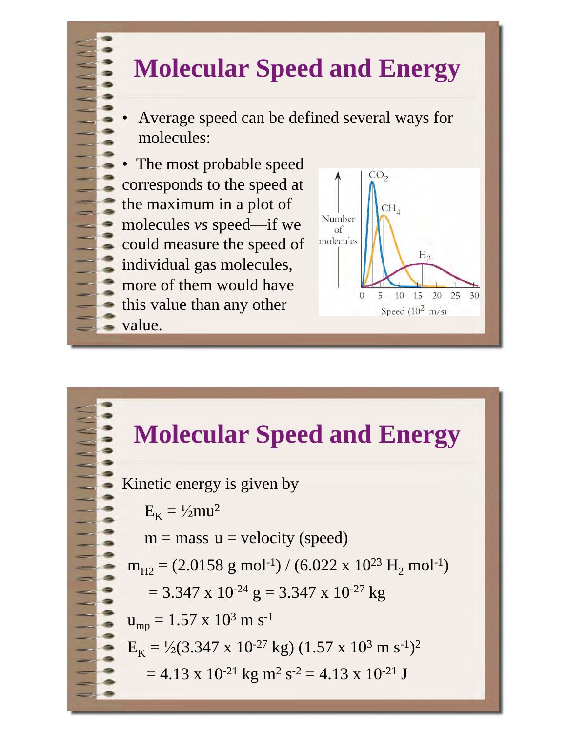# Molecular Speed and Energy

- Average speed can be defined several ways for molecules:

- The most probable speed corresponds to the speed at the maximum in a plot of molecules *vs* speed—if we could measure the speed of individual gas molecules, more of them would have this value than any other value.

# Molecular Speed and Energy

Kinetic energy is given by

$E_K = ½mu^2$

m = mass u = velocity (speed)

$m_{H2} = (2.0158 \text{ g mol}^{-1}) / (6.022 \times 10^{23} \text{ H}_2 \text{ mol}^{-1})$

$= 3.347 \times 10^{-24} \text{ g} = 3.347 \times 10^{-27} \text{ kg}$

$u_{mp} = 1.57 \times 10^3 \text{ m s}^{-1}$

$E_K = ½(3.347 \times 10^{-27} \text{ kg}) (1.57 \times 10^3 \text{ m s}^{-1})^2$

$= 4.13 \times 10^{-21} \text{ kg m}^2 \text{ s}^{-2} = 4.13 \times 10^{-21} \text{ J}$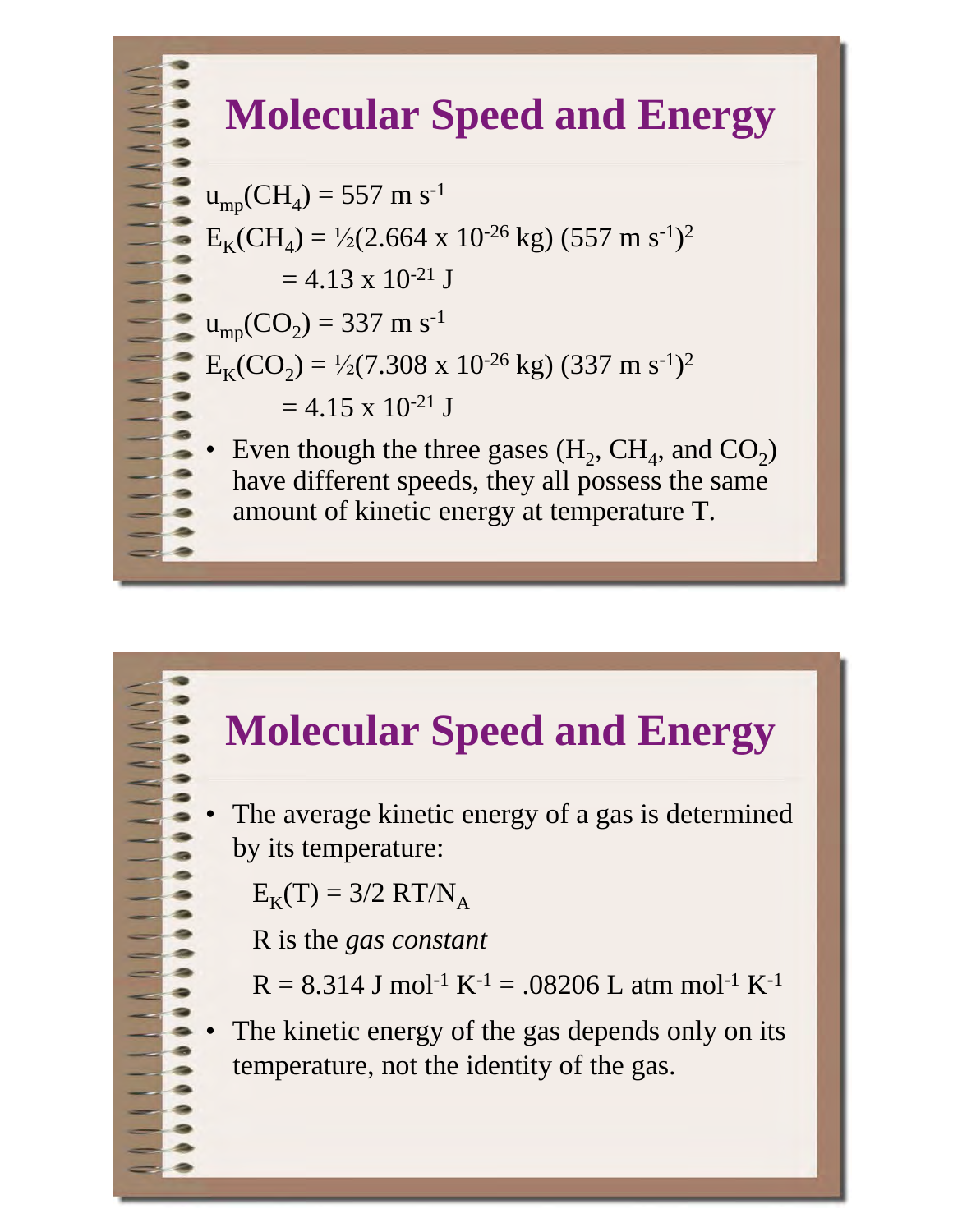# Molecular Speed and Energy

$u_{mp}(CH_4) = 557\ m\ s^{-1}$

$E_K(CH_4) = ½(2.664 \times 10^{-26}\ kg)\ (557\ m\ s^{-1})^2$

$= 4.13 \times 10^{-21}\ J$

$u_{mp}(CO_2) = 337\ m\ s^{-1}$

$E_K(CO_2) = ½(7.308 \times 10^{-26}\ kg)\ (337\ m\ s^{-1})^2$

$= 4.15 \times 10^{-21}\ J$

- Even though the three gases ($H_2$, $CH_4$, and $CO_2$) have different speeds, they all possess the same amount of kinetic energy at temperature T.

# Molecular Speed and Energy

- The average kinetic energy of a gas is determined by its temperature:

  $E_K(T) = 3/2\ RT/N_A$

  R is the *gas constant*

  $R = 8.314\ J\ mol^{-1}\ K^{-1} = .08206\ L\ atm\ mol^{-1}\ K^{-1}$

- The kinetic energy of the gas depends only on its temperature, not the identity of the gas.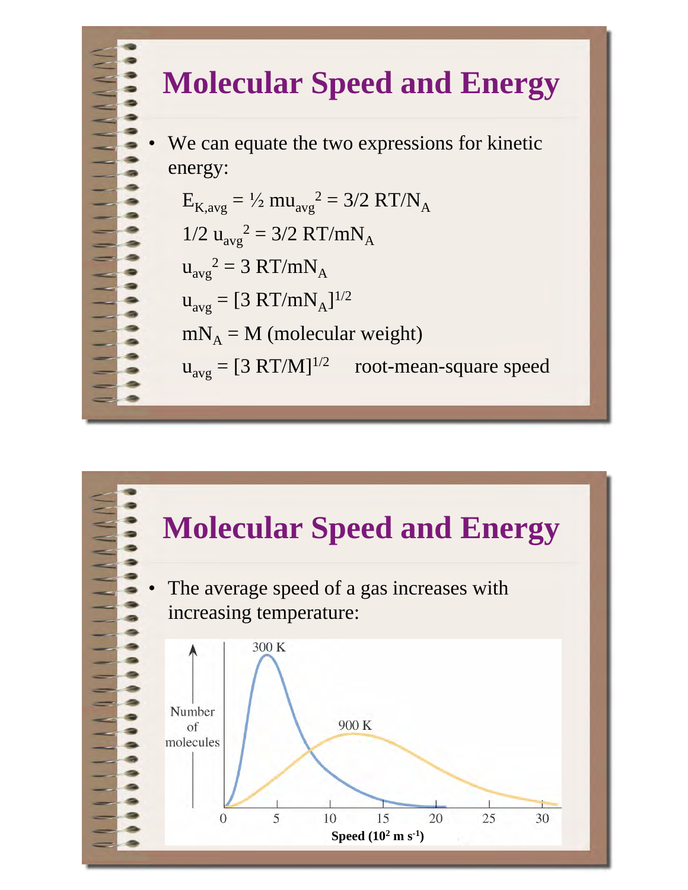# Molecular Speed and Energy

- We can equate the two expressions for kinetic energy:

  $E_{K,avg} = ½ mu_{avg}^2 = 3/2\ RT/N_A$

  $1/2\ u_{avg}^2 = 3/2\ RT/mN_A$

  $u_{avg}^2 = 3\ RT/mN_A$

  $u_{avg} = [3\ RT/mN_A]^{1/2}$

  $mN_A = M$ (molecular weight)

  $u_{avg} = [3\ RT/M]^{1/2}$ root-mean-square speed

# Molecular Speed and Energy

- The average speed of a gas increases with increasing temperature:

Number of molecules

300 K

900 K

0 5 10 15 20 25 30

Speed ($10^2$ m $s^{-1}$)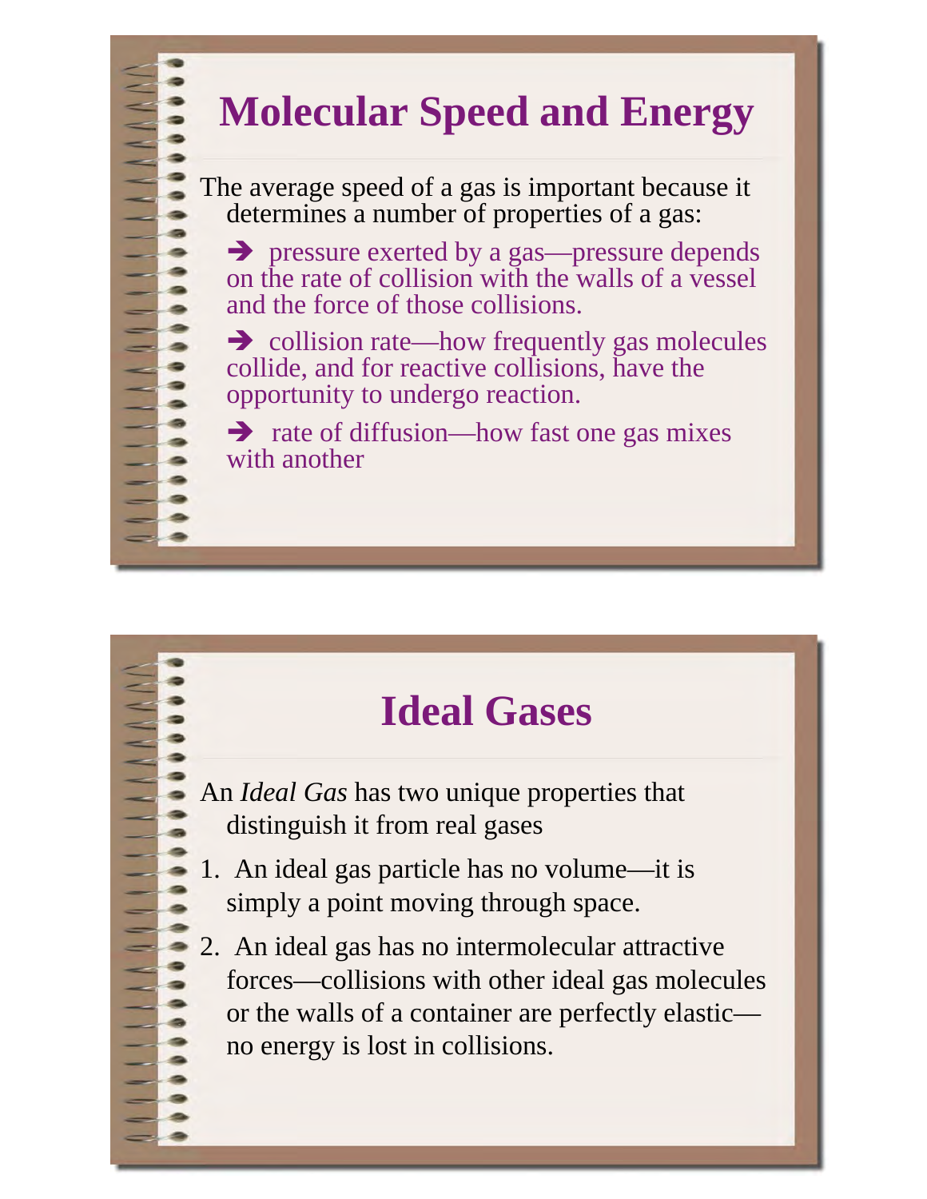# Molecular Speed and Energy

The average speed of a gas is important because it determines a number of properties of a gas:

- ➔ pressure exerted by a gas—pressure depends on the rate of collision with the walls of a vessel and the force of those collisions.
- ➔ collision rate—how frequently gas molecules collide, and for reactive collisions, have the opportunity to undergo reaction.
- ➔ rate of diffusion—how fast one gas mixes with another

# Ideal Gases

An *Ideal Gas* has two unique properties that distinguish it from real gases

1. An ideal gas particle has no volume—it is simply a point moving through space.
2. An ideal gas has no intermolecular attractive forces—collisions with other ideal gas molecules or the walls of a container are perfectly elastic—no energy is lost in collisions.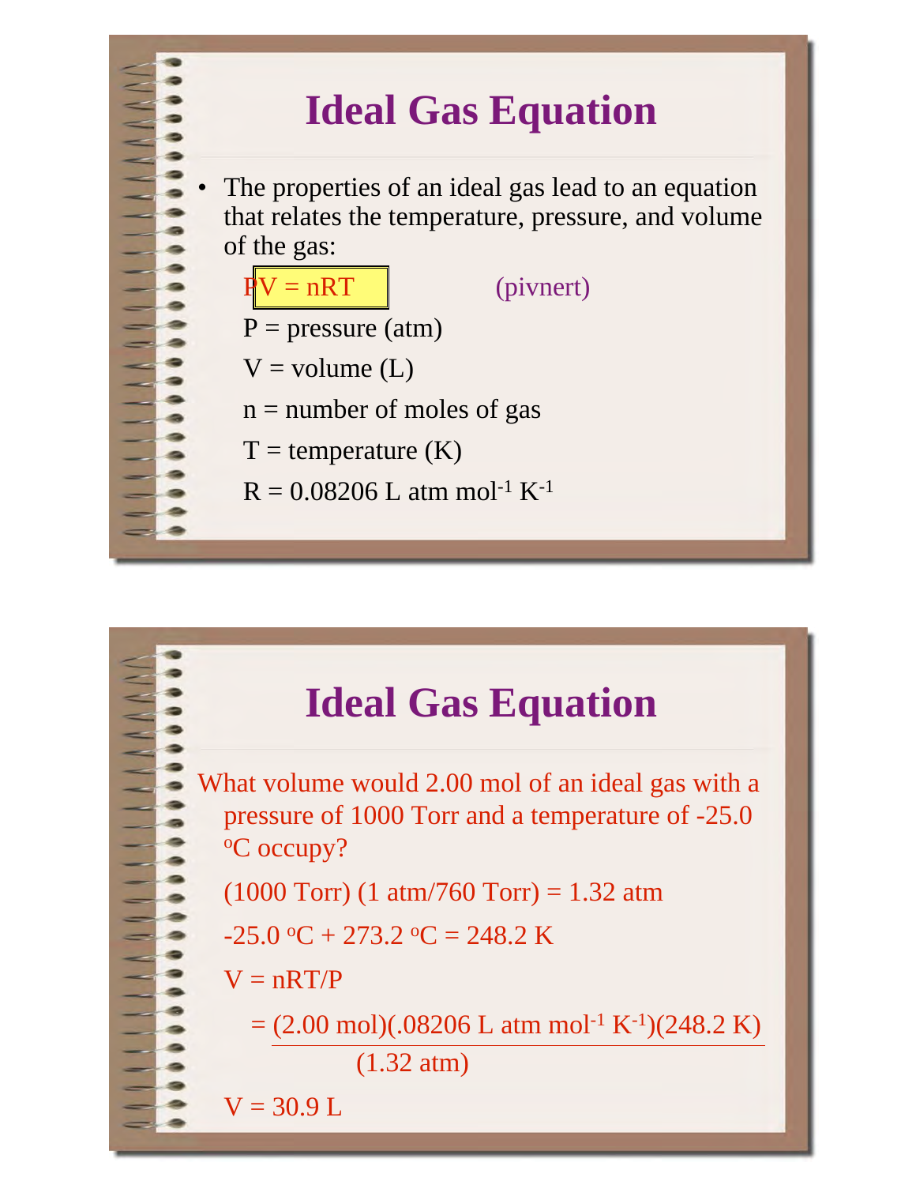# Ideal Gas Equation

- The properties of an ideal gas lead to an equation that relates the temperature, pressure, and volume of the gas:

  $PV = nRT$ (pivnert)

  P = pressure (atm)

  V = volume (L)

  n = number of moles of gas

  T = temperature (K)

  $R = 0.08206 \text{ L atm mol}^{-1} \text{ K}^{-1}$

# Ideal Gas Equation

What volume would 2.00 mol of an ideal gas with a pressure of 1000 Torr and a temperature of -25.0 $^{o}$C occupy?

(1000 Torr) (1 atm/760 Torr) = 1.32 atm

-25.0 $^{o}$C + 273.2 $^{o}$C = 248.2 K

$V = nRT/P$

$$= \frac{(2.00 \text{ mol})(.08206 \text{ L atm mol}^{-1} \text{ K}^{-1})(248.2 \text{ K})}{(1.32 \text{ atm})}$$

V = 30.9 L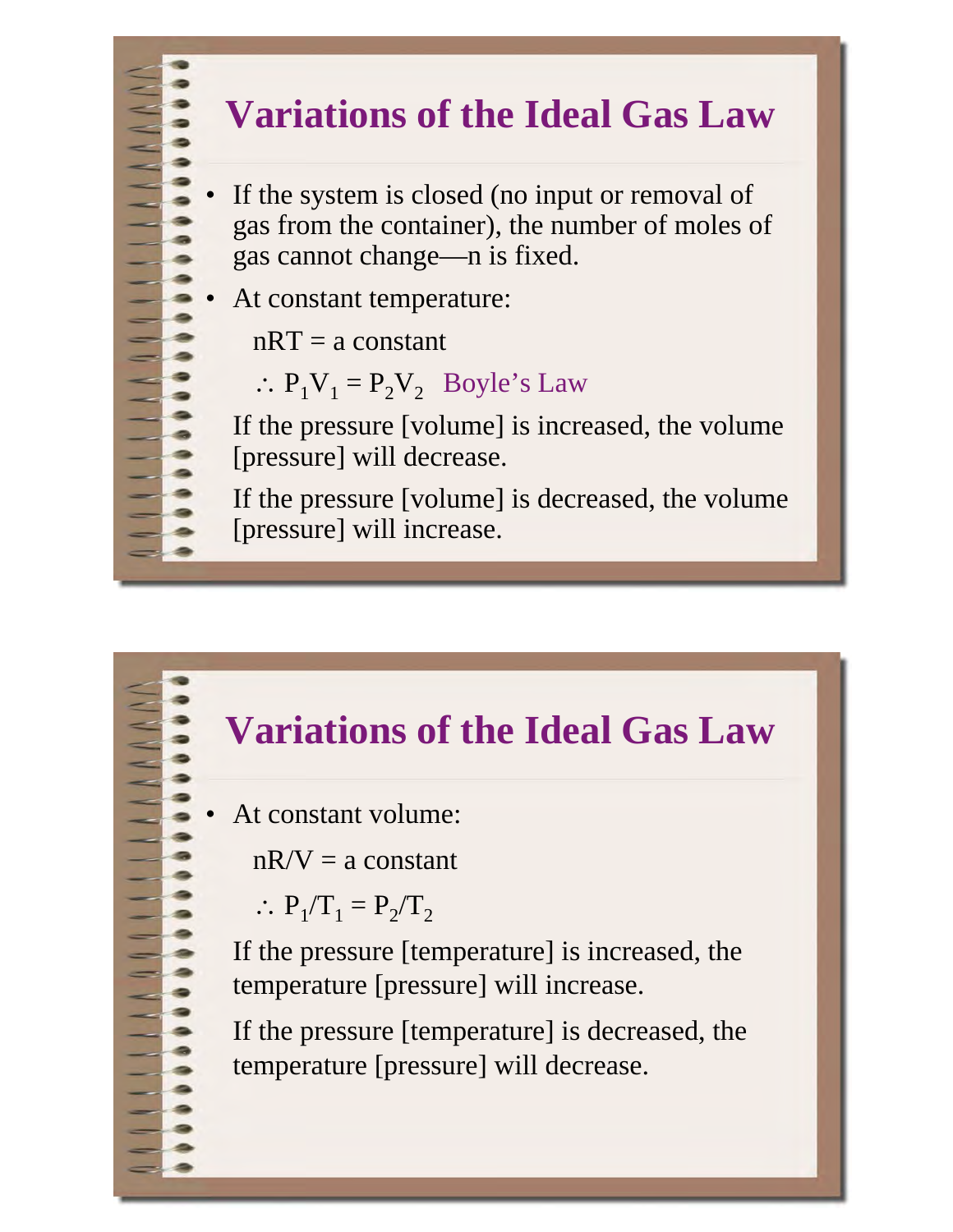## Variations of the Ideal Gas Law

- If the system is closed (no input or removal of gas from the container), the number of moles of gas cannot change—n is fixed.
- At constant temperature:

  nRT = a constant

  $\therefore P_1V_1 = P_2V_2$ Boyle's Law

  If the pressure [volume] is increased, the volume [pressure] will decrease.

  If the pressure [volume] is decreased, the volume [pressure] will increase.

## Variations of the Ideal Gas Law

- At constant volume:

  nR/V = a constant

  $\therefore P_1/T_1 = P_2/T_2$

  If the pressure [temperature] is increased, the temperature [pressure] will increase.

  If the pressure [temperature] is decreased, the temperature [pressure] will decrease.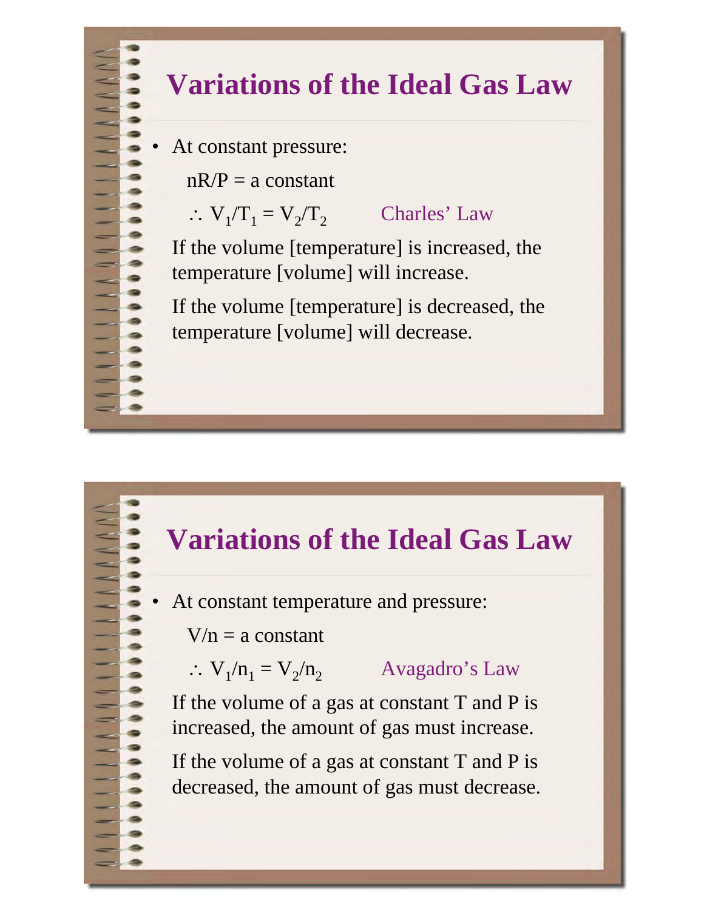## Variations of the Ideal Gas Law

- At constant pressure:

  $nR/P$ = a constant

  $\therefore V_1/T_1 = V_2/T_2$ Charles' Law

  If the volume [temperature] is increased, the temperature [volume] will increase.

  If the volume [temperature] is decreased, the temperature [volume] will decrease.

## Variations of the Ideal Gas Law

- At constant temperature and pressure:

  $V/n$ = a constant

  $\therefore V_1/n_1 = V_2/n_2$ Avagadro's Law

  If the volume of a gas at constant T and P is increased, the amount of gas must increase.

  If the volume of a gas at constant T and P is decreased, the amount of gas must decrease.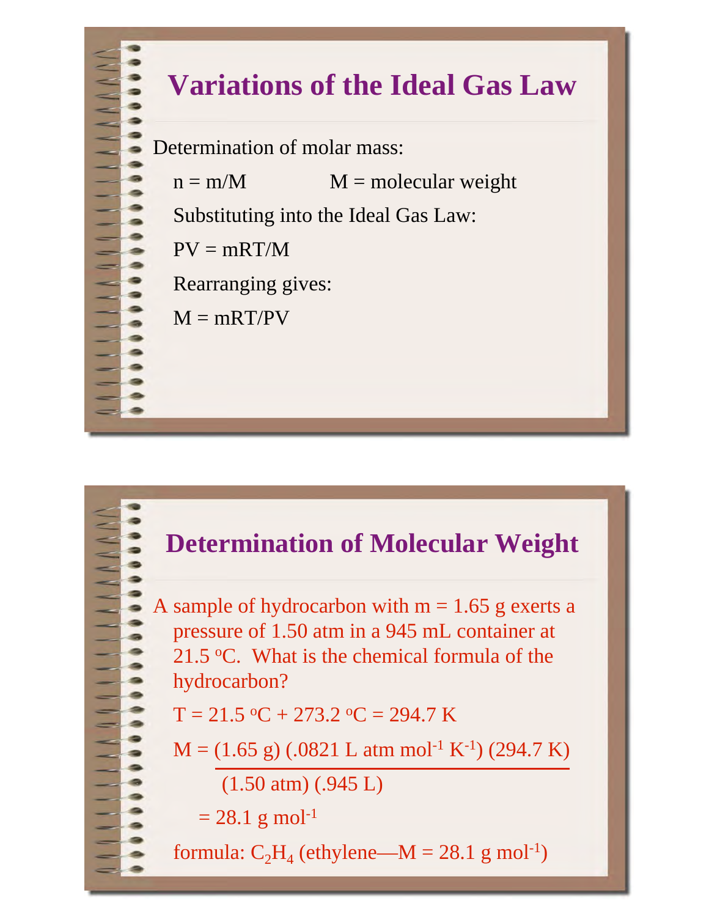## Variations of the Ideal Gas Law

Determination of molar mass:

$n = m/M$ $M$ = molecular weight

Substituting into the Ideal Gas Law:

$PV = mRT/M$

Rearranging gives:

$M = mRT/PV$

## Determination of Molecular Weight

A sample of hydrocarbon with m = 1.65 g exerts a pressure of 1.50 atm in a 945 mL container at 21.5 $^{o}$C. What is the chemical formula of the hydrocarbon?

$T = 21.5\ ^{o}C + 273.2\ ^{o}C = 294.7\ K$

$$M = \frac{(1.65\ g)\ (.0821\ L\ atm\ mol^{-1}\ K^{-1})\ (294.7\ K)}{(1.50\ atm)\ (.945\ L)}$$

$= 28.1\ g\ mol^{-1}$

formula: $C_2H_4$ (ethylene—$M = 28.1\ g\ mol^{-1}$)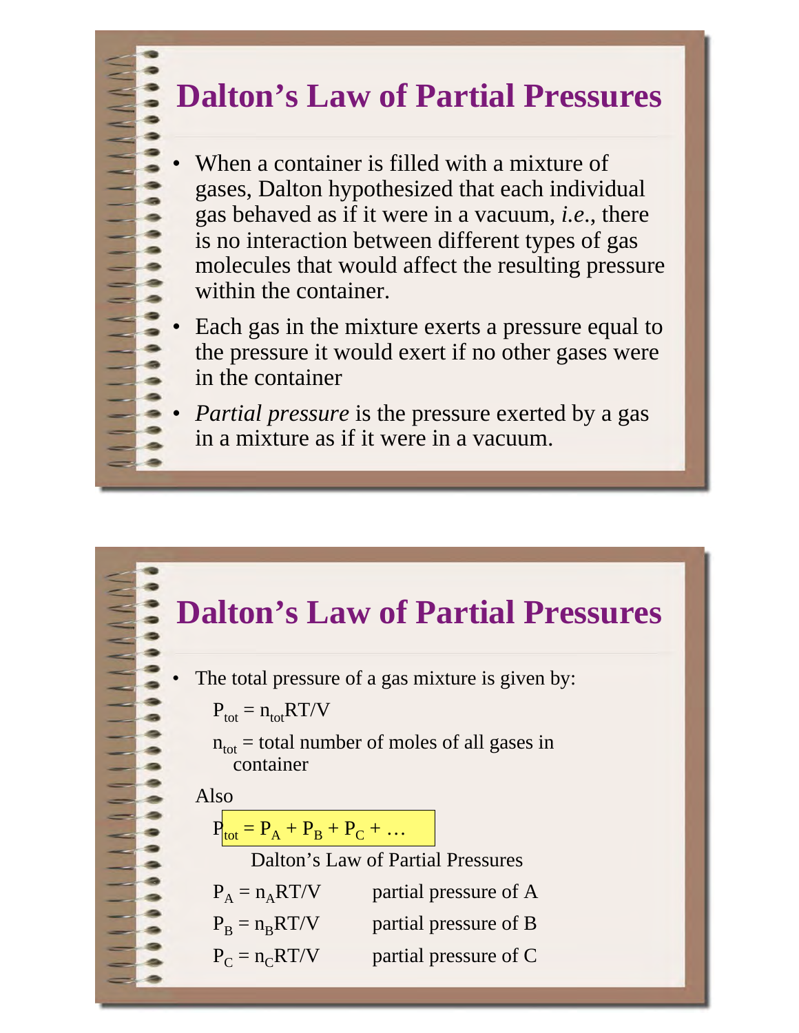## Dalton's Law of Partial Pressures

- When a container is filled with a mixture of gases, Dalton hypothesized that each individual gas behaved as if it were in a vacuum, *i.e.*, there is no interaction between different types of gas molecules that would affect the resulting pressure within the container.
- Each gas in the mixture exerts a pressure equal to the pressure it would exert if no other gases were in the container
- *Partial pressure* is the pressure exerted by a gas in a mixture as if it were in a vacuum.

## Dalton's Law of Partial Pressures

- The total pressure of a gas mixture is given by:

  $P_{tot} = n_{tot}RT/V$

  $n_{tot}$ = total number of moles of all gases in container

  Also

  $$P_{tot} = P_A + P_B + P_C + \ldots$$

  Dalton's Law of Partial Pressures

  $P_A = n_ART/V$ partial pressure of A

  $P_B = n_BRT/V$ partial pressure of B

  $P_C = n_CRT/V$ partial pressure of C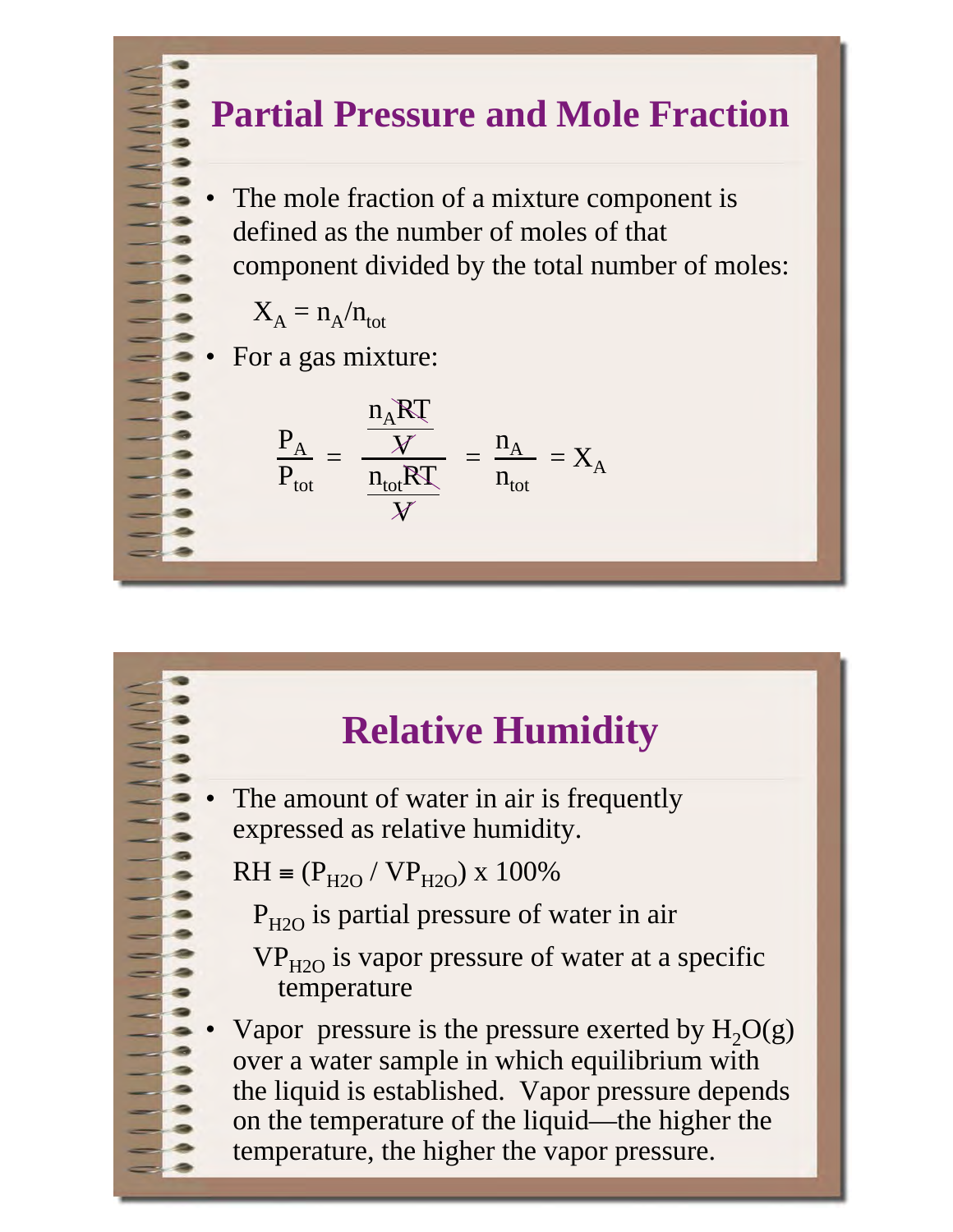## Partial Pressure and Mole Fraction

- The mole fraction of a mixture component is defined as the number of moles of that component divided by the total number of moles:

  $X_A = n_A/n_{tot}$

- For a gas mixture:

$$\frac{P_A}{P_{tot}} = \frac{\frac{n_A RT}{V}}{\frac{n_{tot} RT}{V}} = \frac{n_A}{n_{tot}} = X_A$$

## Relative Humidity

- The amount of water in air is frequently expressed as relative humidity.

  $RH \equiv (P_{H2O} / VP_{H2O}) \times 100\%$

  $P_{H2O}$ is partial pressure of water in air

  $VP_{H2O}$ is vapor pressure of water at a specific temperature

- Vapor pressure is the pressure exerted by $H_2O(g)$ over a water sample in which equilibrium with the liquid is established. Vapor pressure depends on the temperature of the liquid—the higher the temperature, the higher the vapor pressure.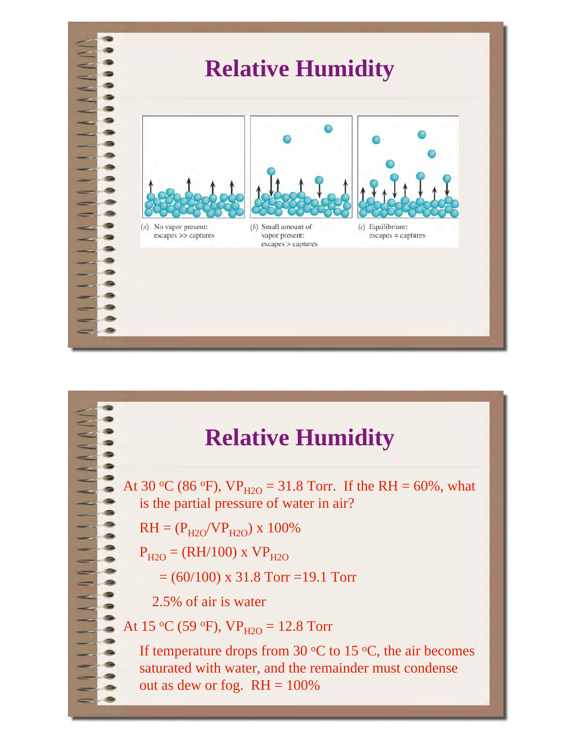# Relative Humidity

(a) No vapor present: escapes >> captures

(b) Small amount of vapor present: escapes > captures

(c) Equilibrium: escapes = captures

# Relative Humidity

At 30 °C (86 °F), $VP_{H2O}$ = 31.8 Torr. If the RH = 60%, what is the partial pressure of water in air?

$RH = (P_{H2O}/VP_{H2O}) \times 100\%$

$P_{H2O} = (RH/100) \times VP_{H2O}$

$= (60/100) \times 31.8 \text{ Torr} = 19.1 \text{ Torr}$

2.5% of air is water

At 15 °C (59 °F), $VP_{H2O}$ = 12.8 Torr

If temperature drops from 30 °C to 15 °C, the air becomes saturated with water, and the remainder must condense out as dew or fog. RH = 100%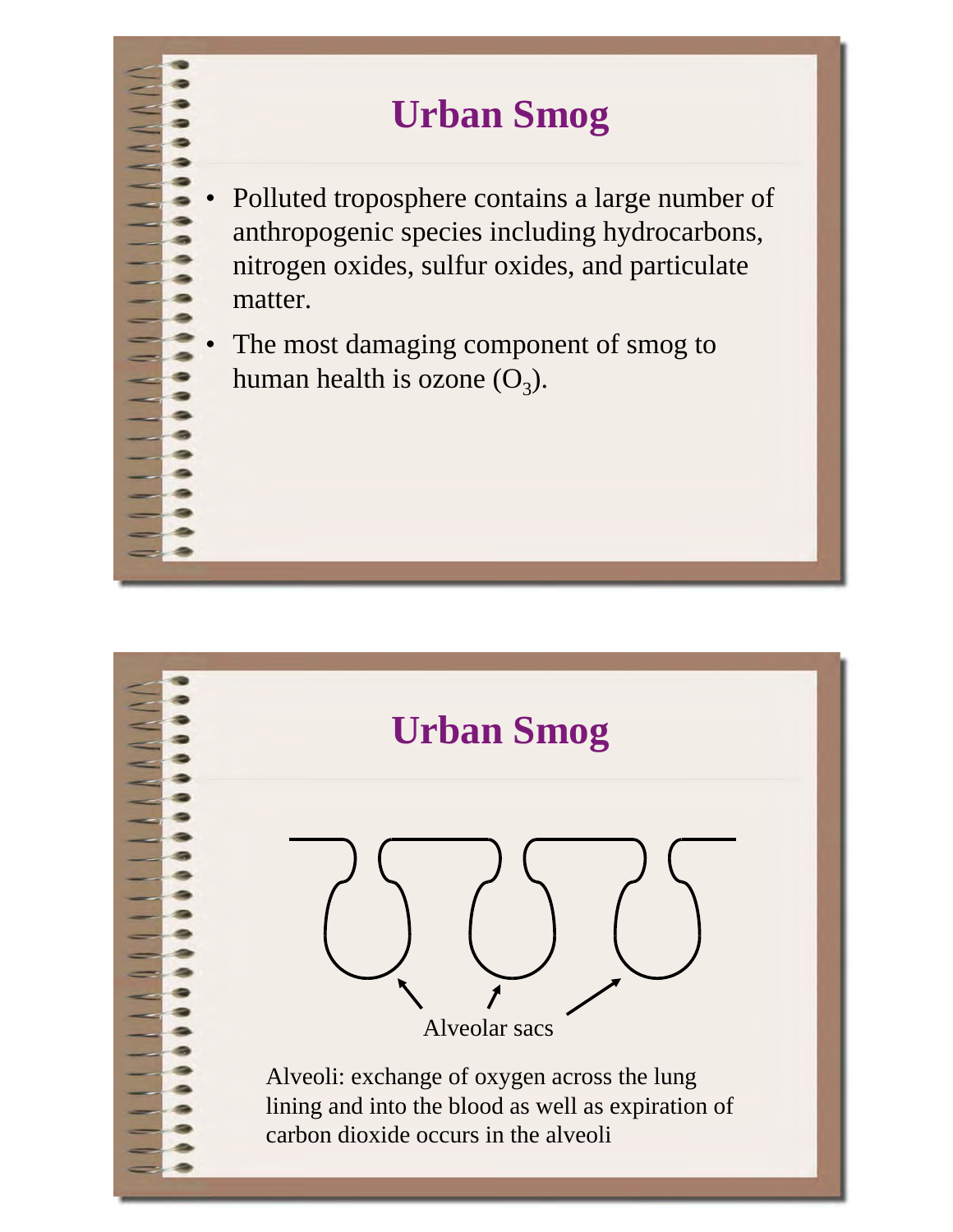# Urban Smog

- Polluted troposphere contains a large number of anthropogenic species including hydrocarbons, nitrogen oxides, sulfur oxides, and particulate matter.
- The most damaging component of smog to human health is ozone ($O_3$).

# Urban Smog

Alveolar sacs

Alveoli: exchange of oxygen across the lung lining and into the blood as well as expiration of carbon dioxide occurs in the alveoli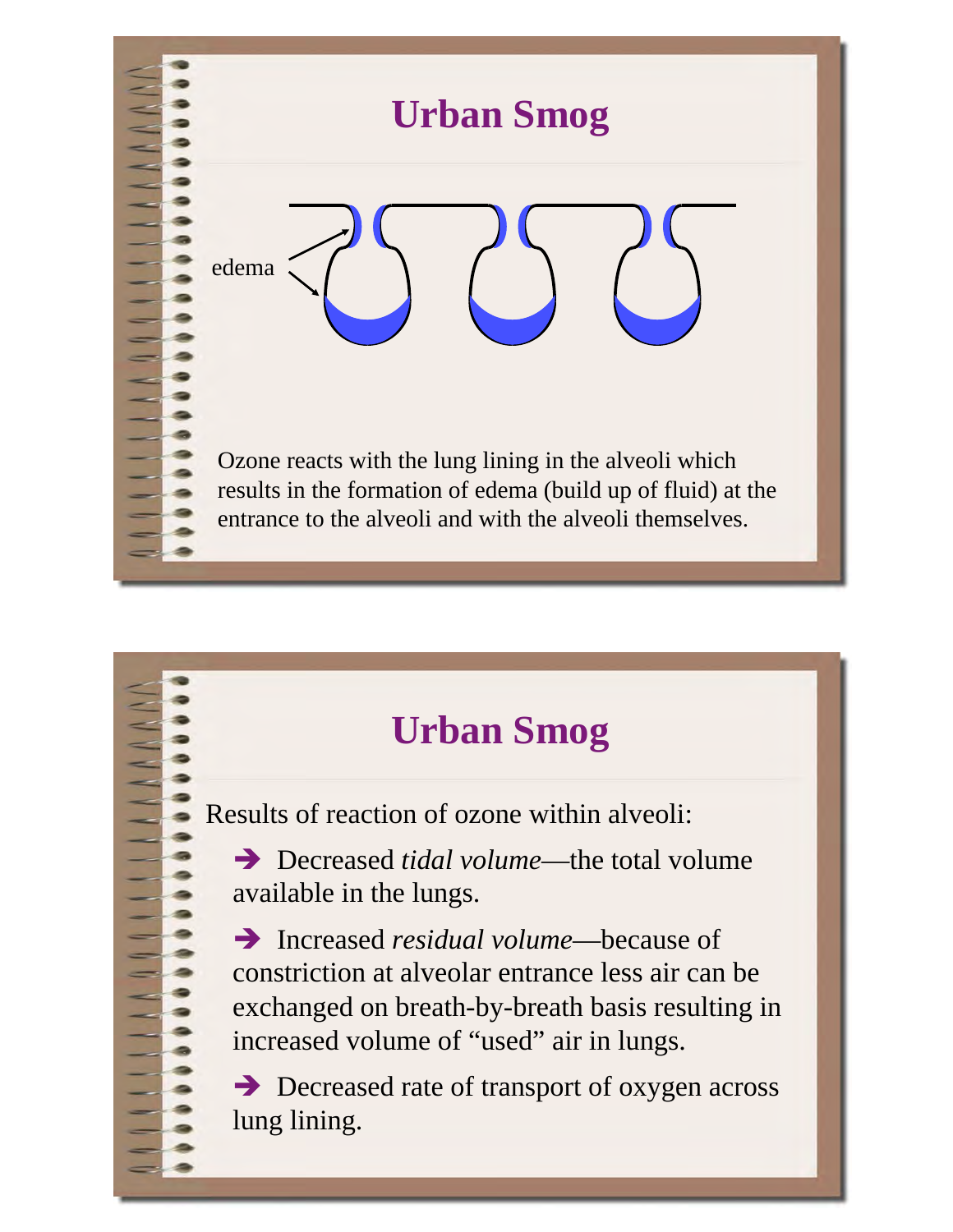## Urban Smog

edema

Ozone reacts with the lung lining in the alveoli which results in the formation of edema (build up of fluid) at the entrance to the alveoli and with the alveoli themselves.

## Urban Smog

Results of reaction of ozone within alveoli:

- ➔ Decreased *tidal volume*—the total volume available in the lungs.
- ➔ Increased *residual volume*—because of constriction at alveolar entrance less air can be exchanged on breath-by-breath basis resulting in increased volume of “used” air in lungs.
- ➔ Decreased rate of transport of oxygen across lung lining.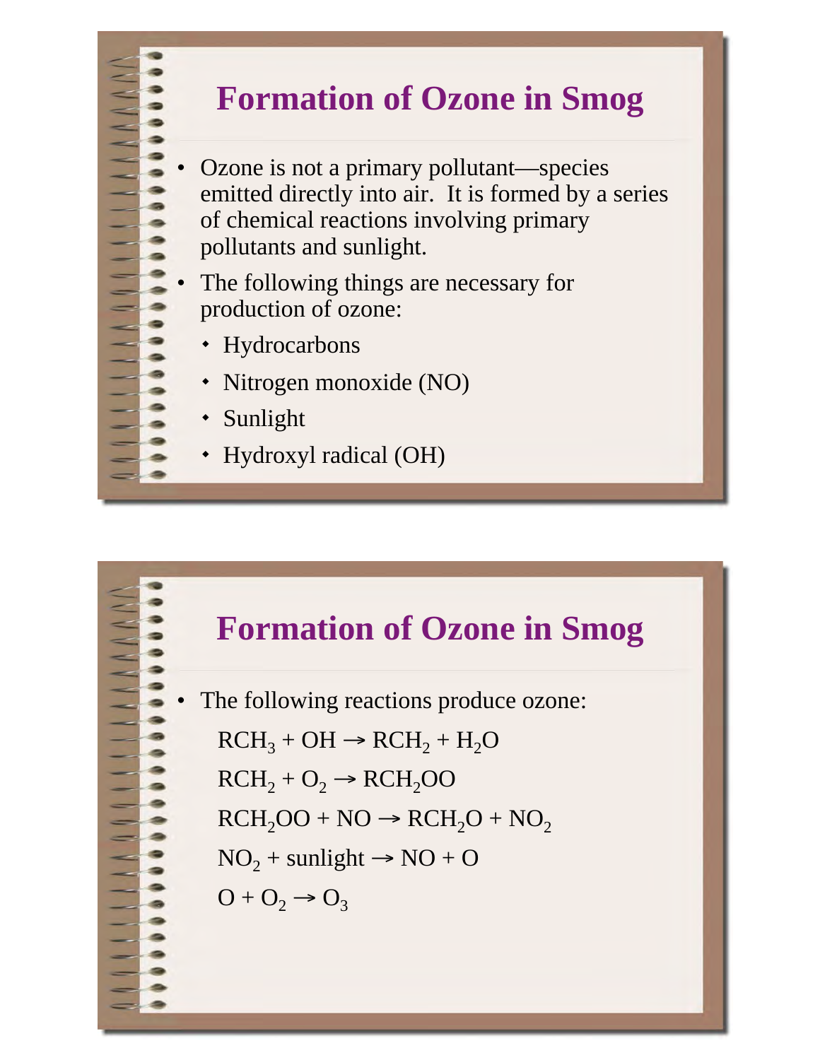# Formation of Ozone in Smog

- Ozone is not a primary pollutant—species emitted directly into air. It is formed by a series of chemical reactions involving primary pollutants and sunlight.
- The following things are necessary for production of ozone:
  - Hydrocarbons
  - Nitrogen monoxide (NO)
  - Sunlight
  - Hydroxyl radical (OH)

# Formation of Ozone in Smog

- The following reactions produce ozone:

  $RCH_3 + OH \rightarrow RCH_2 + H_2O$

  $RCH_2 + O_2 \rightarrow RCH_2OO$

  $RCH_2OO + NO \rightarrow RCH_2O + NO_2$

  $NO_2 + \text{sunlight} \rightarrow NO + O$

  $O + O_2 \rightarrow O_3$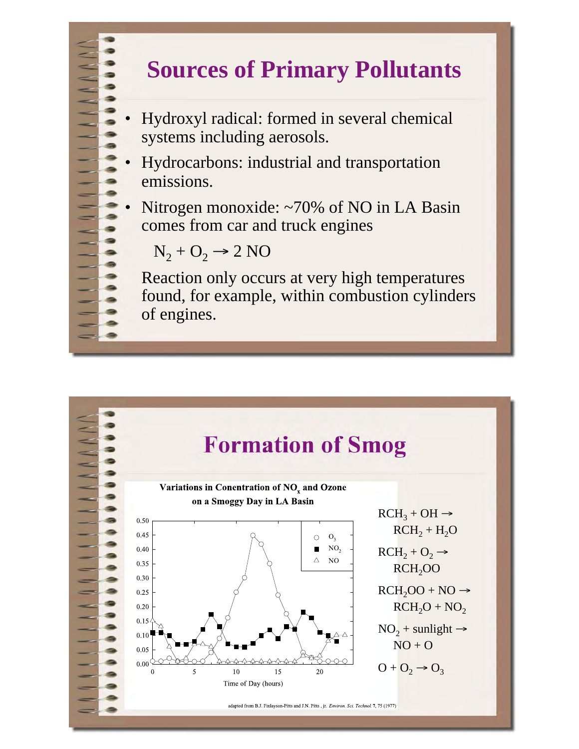## Sources of Primary Pollutants

- Hydroxyl radical: formed in several chemical systems including aerosols.
- Hydrocarbons: industrial and transportation emissions.
- Nitrogen monoxide: ~70% of NO in LA Basin comes from car and truck engines

  $N_2 + O_2 \rightarrow 2\,NO$

  Reaction only occurs at very high temperatures found, for example, within combustion cylinders of engines.

## Formation of Smog

**Variations in Conentration of $NO_x$ and Ozone on a Smoggy Day in LA Basin**

(Chart: concentration 0.00–0.50 vs. Time of Day (hours) 0–20; legend: ○ $O_3$, ■ $NO_2$, △ NO)

adapted from B.J. Finlayson-Pitts and J.N. Pitts , jr. *Environ. Sci. Technol.* 7, 75 (1977)

$RCH_3 + OH \rightarrow RCH_2 + H_2O$

$RCH_2 + O_2 \rightarrow RCH_2OO$

$RCH_2OO + NO \rightarrow RCH_2O + NO_2$

$NO_2 + \text{sunlight} \rightarrow NO + O$

$O + O_2 \rightarrow O_3$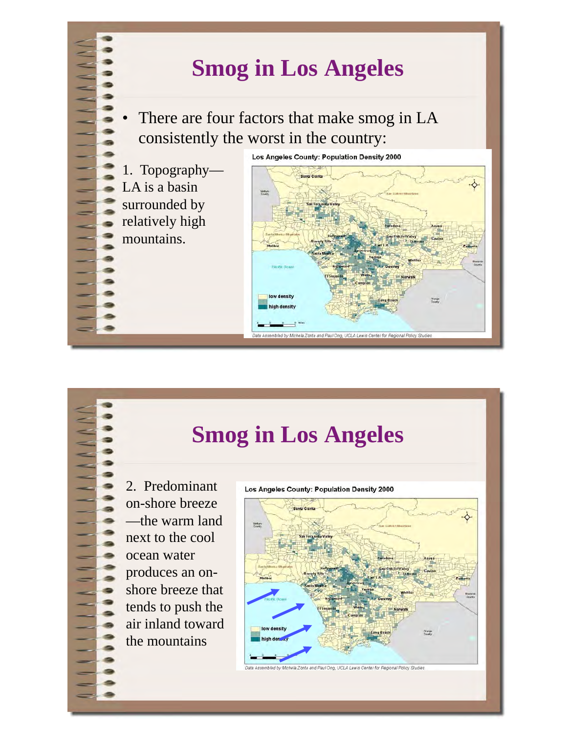# Smog in Los Angeles

- There are four factors that make smog in LA consistently the worst in the country:

1. Topography—LA is a basin surrounded by relatively high mountains.

Los Angeles County: Population Density 2000

Data Assembled by Michela Zonta and Paul Ong, UCLA Lewis Center for Regional Policy Studies

# Smog in Los Angeles

2. Predominant on-shore breeze—the warm land next to the cool ocean water produces an on-shore breeze that tends to push the air inland toward the mountains

Los Angeles County: Population Density 2000

Data Assembled by Michela Zonta and Paul Ong, UCLA Lewis Center for Regional Policy Studies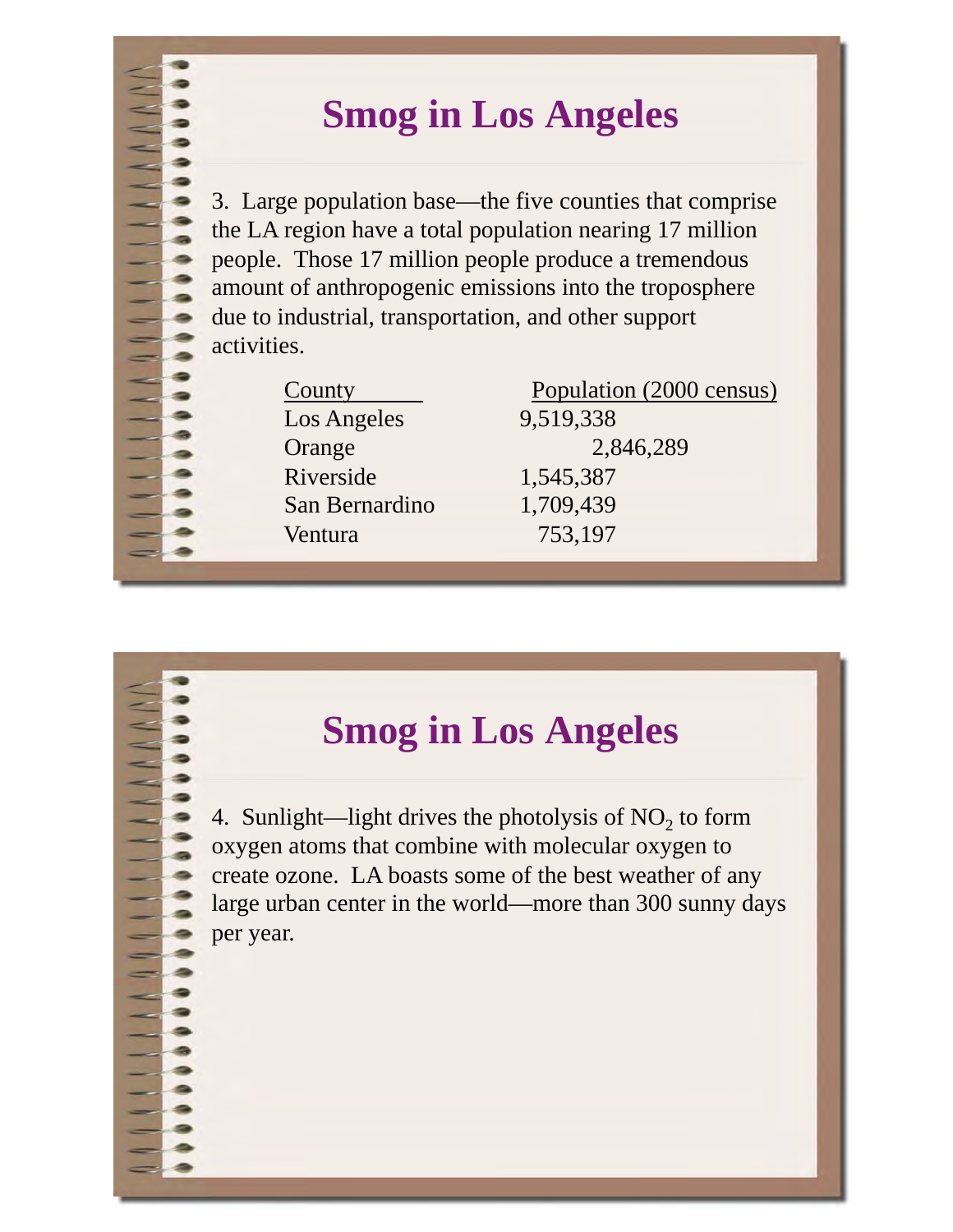## Smog in Los Angeles

3. Large population base—the five counties that comprise the LA region have a total population nearing 17 million people. Those 17 million people produce a tremendous amount of anthropogenic emissions into the troposphere due to industrial, transportation, and other support activities.

| County | Population (2000 census) |
|---|---|
| Los Angeles | 9,519,338 |
| Orange | 2,846,289 |
| Riverside | 1,545,387 |
| San Bernardino | 1,709,439 |
| Ventura | 753,197 |

## Smog in Los Angeles

4. Sunlight—light drives the photolysis of $NO_2$ to form oxygen atoms that combine with molecular oxygen to create ozone. LA boasts some of the best weather of any large urban center in the world—more than 300 sunny days per year.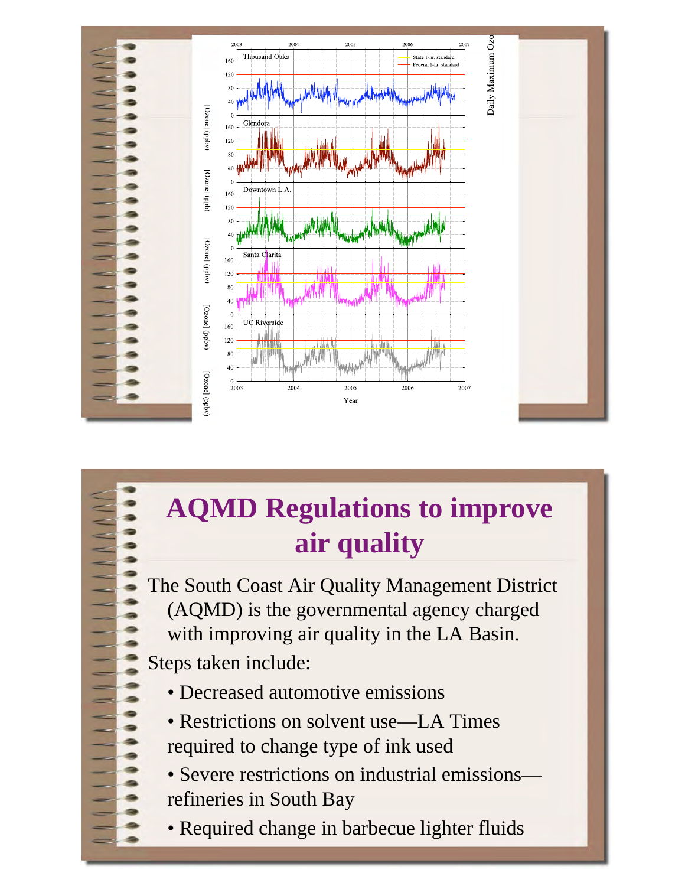Thousand Oaks

Glendora

Downtown L.A.

Santa Clarita

UC Riverside

State 1-hr. standard

Federal 1-hr. standard

[Ozone] (ppbv)

Year

Daily Maximum Ozo

# AQMD Regulations to improve air quality

The South Coast Air Quality Management District (AQMD) is the governmental agency charged with improving air quality in the LA Basin.

Steps taken include:

- Decreased automotive emissions
- Restrictions on solvent use—LA Times required to change type of ink used
- Severe restrictions on industrial emissions—refineries in South Bay
- Required change in barbecue lighter fluids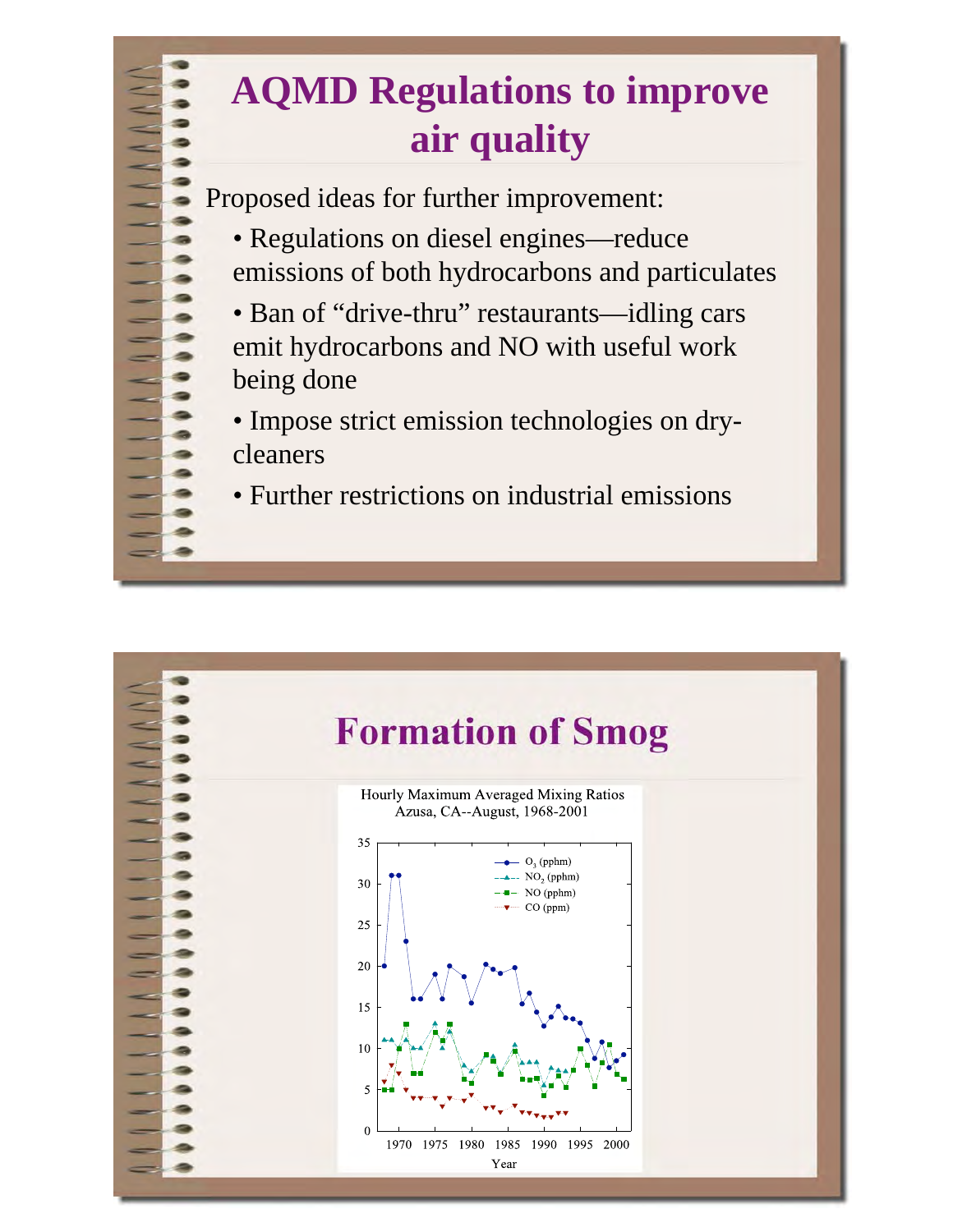# AQMD Regulations to improve air quality

Proposed ideas for further improvement:

- Regulations on diesel engines—reduce emissions of both hydrocarbons and particulates
- Ban of "drive-thru" restaurants—idling cars emit hydrocarbons and NO with useful work being done
- Impose strict emission technologies on dry-cleaners
- Further restrictions on industrial emissions

# Formation of Smog

Hourly Maximum Averaged Mixing Ratios
Azusa, CA--August, 1968-2001

Legend: $O_3$ (pphm); $NO_2$ (pphm); NO (pphm); CO (ppm)

Year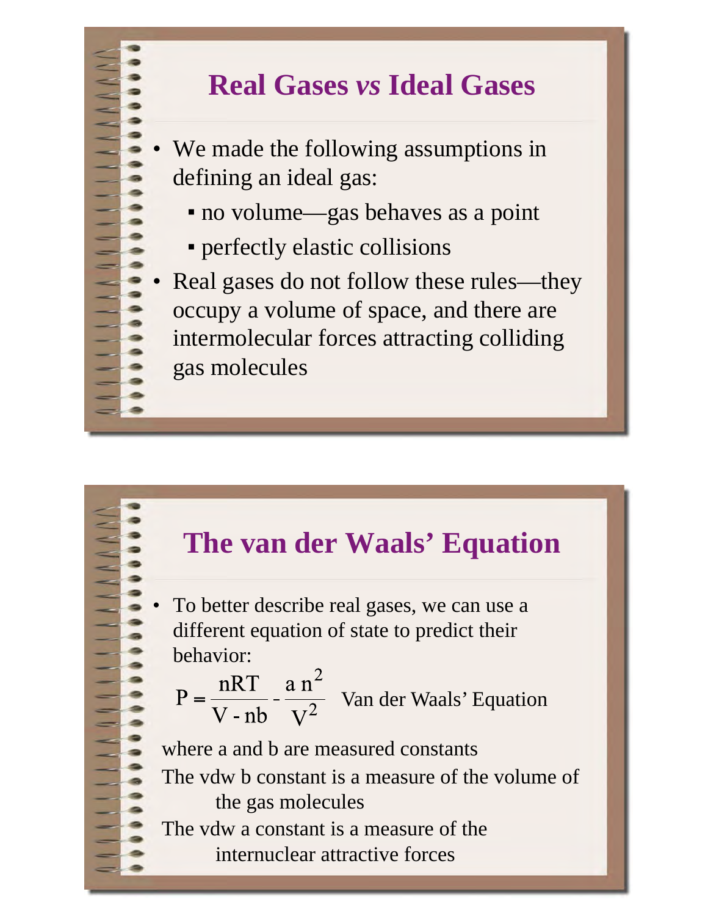## Real Gases *vs* Ideal Gases

- We made the following assumptions in defining an ideal gas:
  - no volume—gas behaves as a point
  - perfectly elastic collisions
- Real gases do not follow these rules—they occupy a volume of space, and there are intermolecular forces attracting colliding gas molecules

## The van der Waals' Equation

- To better describe real gases, we can use a different equation of state to predict their behavior:

$$P = \frac{nRT}{V - nb} - \frac{a\,n^2}{V^2}$$ Van der Waals' Equation

where a and b are measured constants

The vdw b constant is a measure of the volume of the gas molecules

The vdw a constant is a measure of the internuclear attractive forces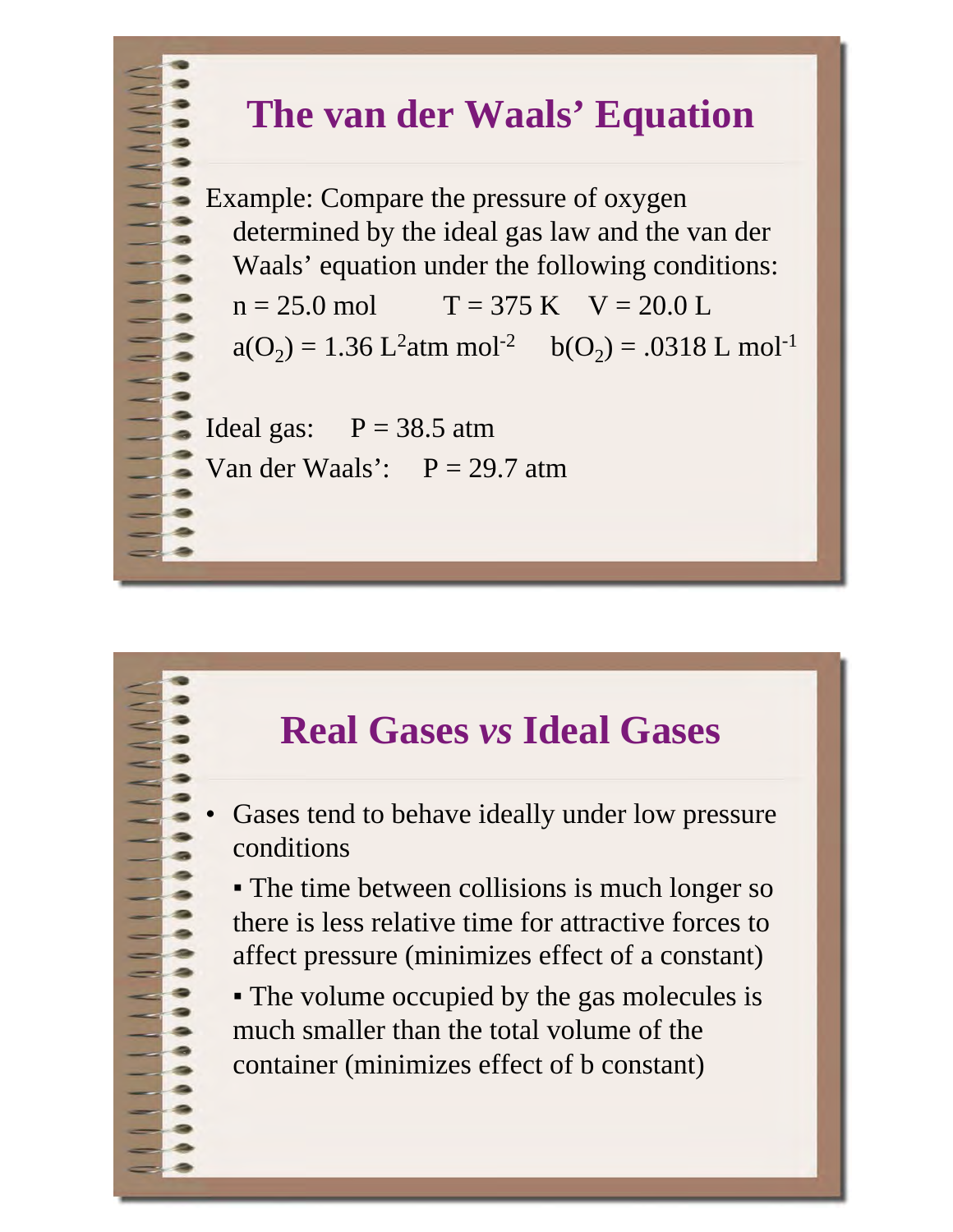# The van der Waals' Equation

Example: Compare the pressure of oxygen determined by the ideal gas law and the van der Waals' equation under the following conditions:

n = 25.0 mol  T = 375 K  V = 20.0 L

$a(O_2) = 1.36\ L^2 atm\ mol^{-2}$  $b(O_2) = .0318\ L\ mol^{-1}$

Ideal gas:  P = 38.5 atm

Van der Waals':  P = 29.7 atm

# Real Gases *vs* Ideal Gases

- Gases tend to behave ideally under low pressure conditions
  - The time between collisions is much longer so there is less relative time for attractive forces to affect pressure (minimizes effect of a constant)
  - The volume occupied by the gas molecules is much smaller than the total volume of the container (minimizes effect of b constant)